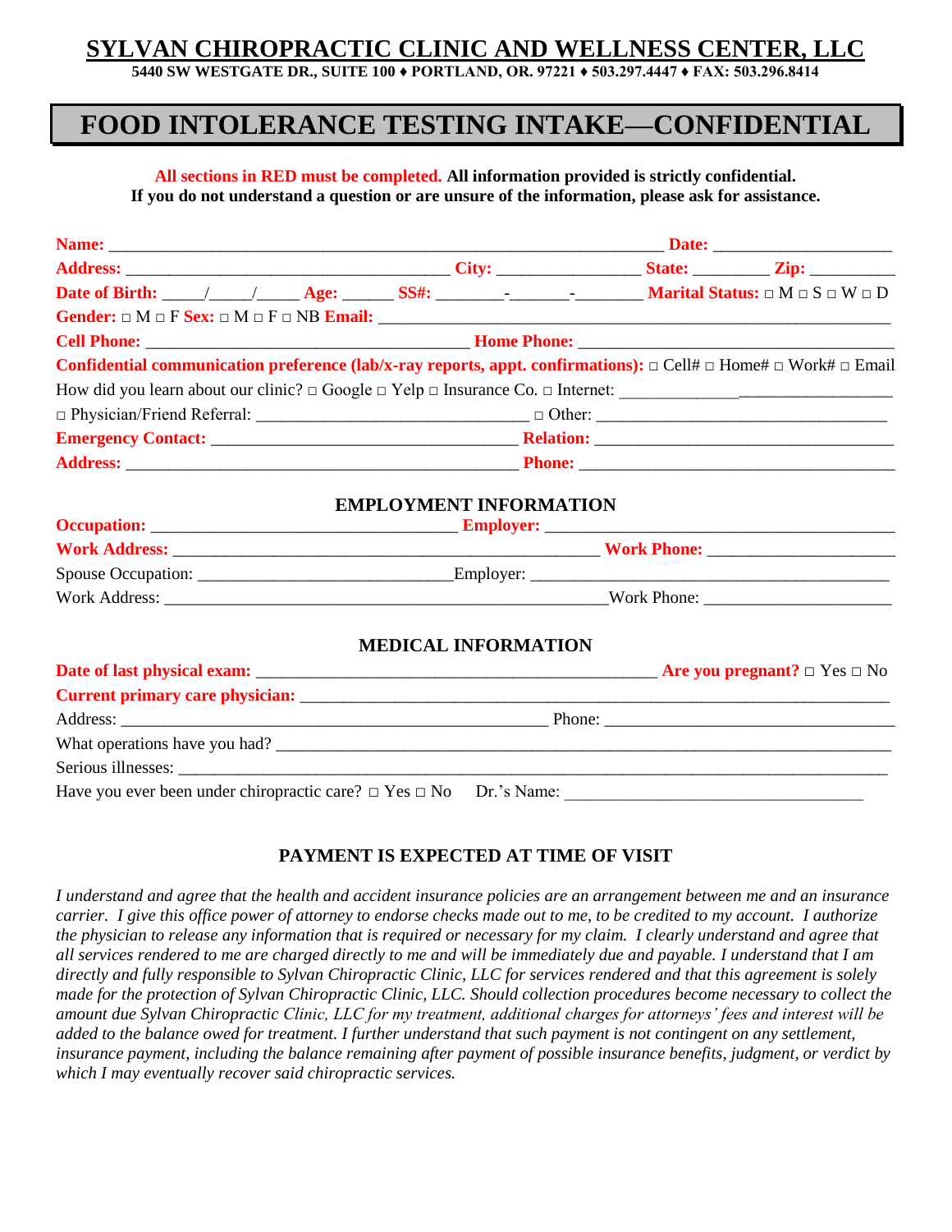# SYLVAN CHIROPRACTIC CLINIC AND WELLNESS CENTER, LLC

**5440 SW WESTGATE DR., SUITE 100 ♦ PORTLAND, OR. 97221 ♦ 503.297.4447 ♦ FAX: 503.296.8414**

## FOOD INTOLERANCE TESTING INTAKE—CONFIDENTIAL

**All sections in RED must be completed. All information provided is strictly confidential.**
**If you do not understand a question or are unsure of the information, please ask for assistance.**

**Name:** ________________________________________________________________ **Date:** ____________________

**Address:** ____________________________________ **City:** ________________ **State:** ________ **Zip:** _________

**Date of Birth:** _____/_____/_____ **Age:** ______ **SS#:** ________-_______-________ **Marital Status:** □ M □ S □ W □ D

**Gender:** □ M □ F **Sex:** □ M □ F □ NB **Email:** ____________________________________________________________

**Cell Phone:** ____________________________________ **Home Phone:** ____________________________________

**Confidential communication preference (lab/x-ray reports, appt. confirmations):** □ Cell# □ Home# □ Work# □ Email

How did you learn about our clinic? □ Google □ Yelp □ Insurance Co. □ Internet: ________________________________

□ Physician/Friend Referral: ______________________________ □ Other: __________________________________

**Emergency Contact:** ___________________________________ **Relation:** __________________________________

**Address:** _____________________________________________ **Phone:** ____________________________________

### EMPLOYMENT INFORMATION

**Occupation:** ___________________________________ **Employer:** _________________________________________

**Work Address:** ________________________________________________ **Work Phone:** ______________________

Spouse Occupation: _____________________________Employer: __________________________________________

Work Address: ___________________________________________________Work Phone: ______________________

### MEDICAL INFORMATION

**Date of last physical exam:** _____________________________________________ **Are you pregnant?** □ Yes □ No

**Current primary care physician:** __________________________________________________________________

Address: ________________________________________________ Phone: __________________________________

What operations have you had? ______________________________________________________________________

Serious illnesses: _______________________________________________________________________________

Have you ever been under chiropractic care? □ Yes □ No Dr.'s Name: __________________________________

### PAYMENT IS EXPECTED AT TIME OF VISIT

*I understand and agree that the health and accident insurance policies are an arrangement between me and an insurance carrier. I give this office power of attorney to endorse checks made out to me, to be credited to my account. I authorize the physician to release any information that is required or necessary for my claim. I clearly understand and agree that all services rendered to me are charged directly to me and will be immediately due and payable. I understand that I am directly and fully responsible to Sylvan Chiropractic Clinic, LLC for services rendered and that this agreement is solely made for the protection of Sylvan Chiropractic Clinic, LLC. Should collection procedures become necessary to collect the amount due Sylvan Chiropractic Clinic, LLC for my treatment, additional charges for attorneys' fees and interest will be added to the balance owed for treatment. I further understand that such payment is not contingent on any settlement, insurance payment, including the balance remaining after payment of possible insurance benefits, judgment, or verdict by which I may eventually recover said chiropractic services.*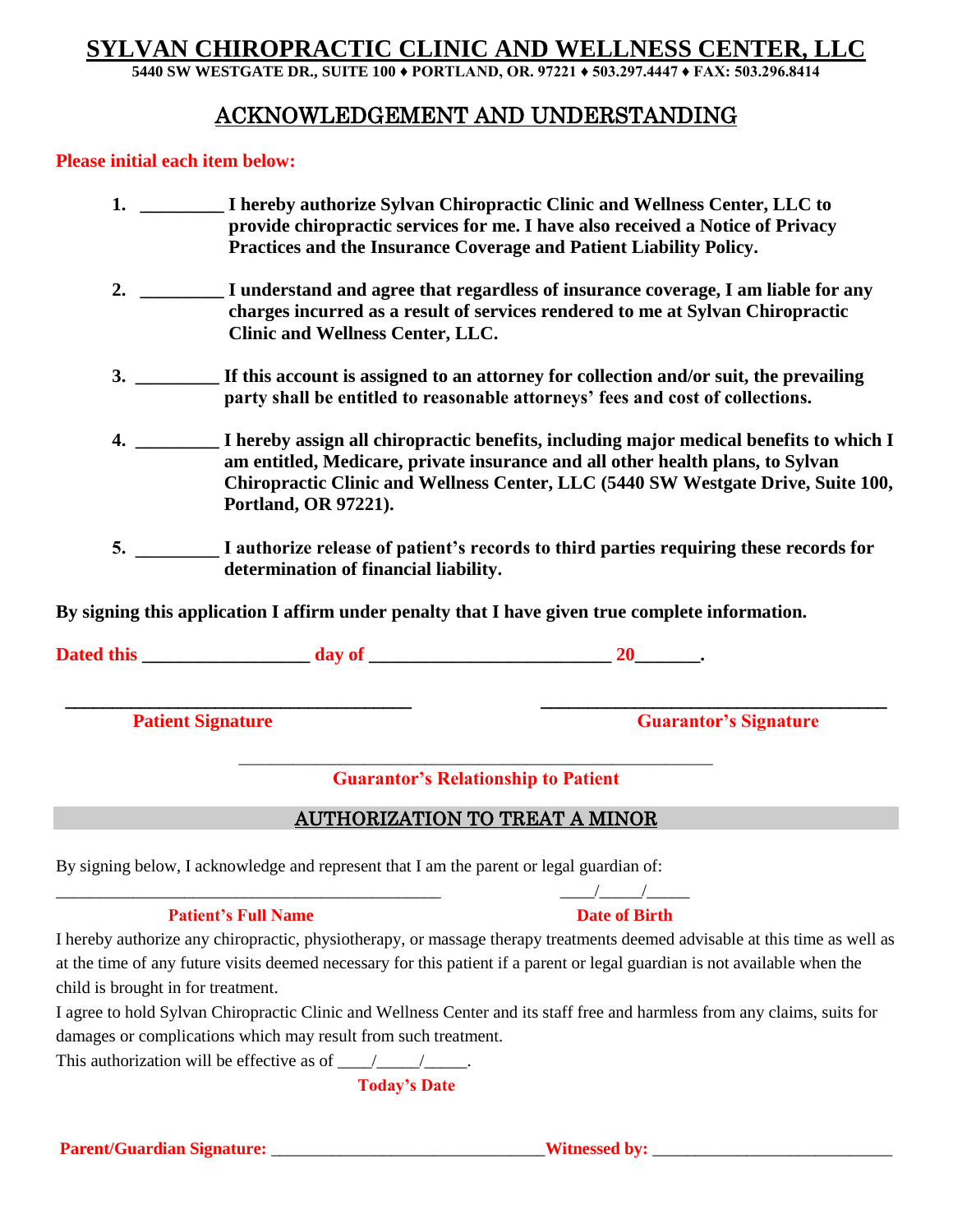# SYLVAN CHIROPRACTIC CLINIC AND WELLNESS CENTER, LLC

**5440 SW WESTGATE DR., SUITE 100 ♦ PORTLAND, OR. 97221 ♦ 503.297.4447 ♦ FAX: 503.296.8414**

## ACKNOWLEDGEMENT AND UNDERSTANDING

**Please initial each item below:**

1. **_________ I hereby authorize Sylvan Chiropractic Clinic and Wellness Center, LLC to provide chiropractic services for me. I have also received a Notice of Privacy Practices and the Insurance Coverage and Patient Liability Policy.**

2. **_________ I understand and agree that regardless of insurance coverage, I am liable for any charges incurred as a result of services rendered to me at Sylvan Chiropractic Clinic and Wellness Center, LLC.**

3. **_________ If this account is assigned to an attorney for collection and/or suit, the prevailing party shall be entitled to reasonable attorneys' fees and cost of collections.**

4. **_________ I hereby assign all chiropractic benefits, including major medical benefits to which I am entitled, Medicare, private insurance and all other health plans, to Sylvan Chiropractic Clinic and Wellness Center, LLC (5440 SW Westgate Drive, Suite 100, Portland, OR 97221).**

5. **_________ I authorize release of patient's records to third parties requiring these records for determination of financial liability.**

**By signing this application I affirm under penalty that I have given true complete information.**

**Dated this _________________ day of _________________________ 20_______.**

_____________________________________ 
**Patient Signature**

_____________________________________ 
**Guarantor's Signature**

_____________________________________ 
**Guarantor's Relationship to Patient**

## AUTHORIZATION TO TREAT A MINOR

By signing below, I acknowledge and represent that I am the parent or legal guardian of:

_____________________________________________ 
**Patient's Full Name**

____/_____/_____ 
**Date of Birth**

I hereby authorize any chiropractic, physiotherapy, or massage therapy treatments deemed advisable at this time as well as at the time of any future visits deemed necessary for this patient if a parent or legal guardian is not available when the child is brought in for treatment.

I agree to hold Sylvan Chiropractic Clinic and Wellness Center and its staff free and harmless from any claims, suits for damages or complications which may result from such treatment.

This authorization will be effective as of ____/_____/_____.
**Today's Date**

**Parent/Guardian Signature:** ______________________________ **Witnessed by:** ___________________________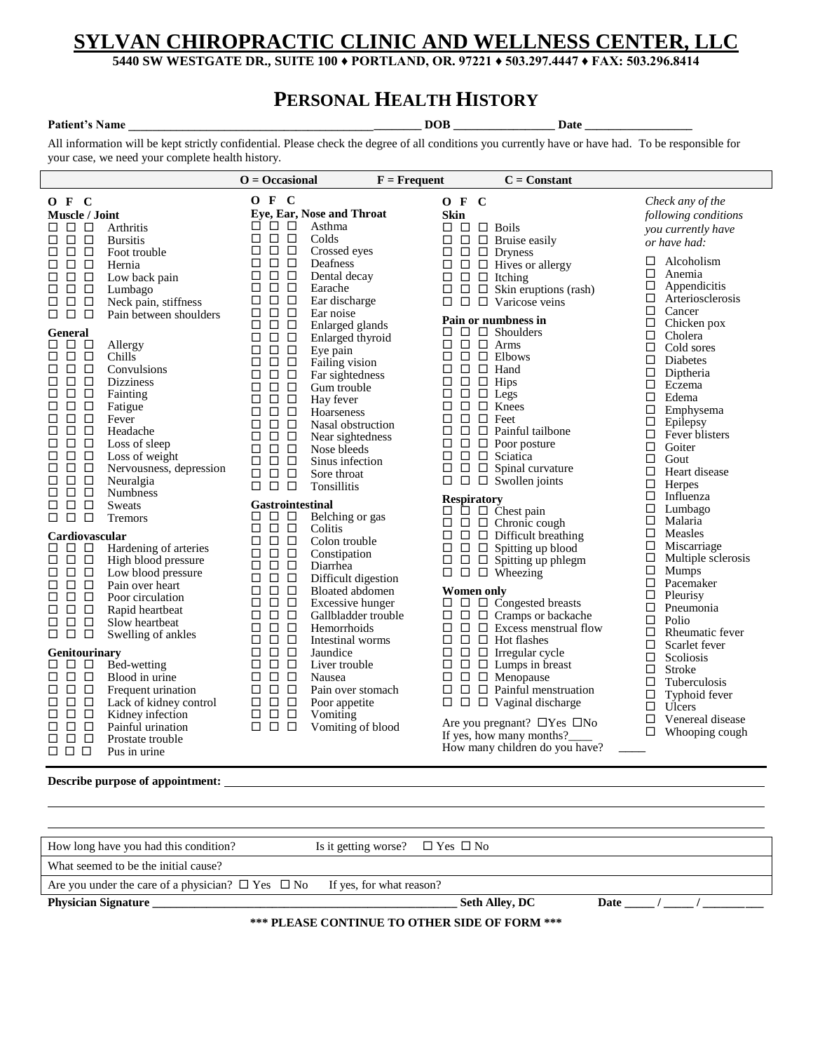# SYLVAN CHIROPRACTIC CLINIC AND WELLNESS CENTER, LLC

**5440 SW WESTGATE DR., SUITE 100 ♦ PORTLAND, OR. 97221 ♦ 503.297.4447 ♦ FAX: 503.296.8414**

## PERSONAL HEALTH HISTORY

**Patient's Name** ________________________________________________ **DOB** ________________ **Date** _________________

All information will be kept strictly confidential. Please check the degree of all conditions you currently have or have had. To be responsible for your case, we need your complete health history.

**O = Occasional** **F = Frequent** **C = Constant**

### Muscle / Joint

| O | F | C | Condition |
|---|---|---|---|
| ☐ | ☐ | ☐ | Arthritis |
| ☐ | ☐ | ☐ | Bursitis |
| ☐ | ☐ | ☐ | Foot trouble |
| ☐ | ☐ | ☐ | Hernia |
| ☐ | ☐ | ☐ | Low back pain |
| ☐ | ☐ | ☐ | Lumbago |
| ☐ | ☐ | ☐ | Neck pain, stiffness |
| ☐ | ☐ | ☐ | Pain between shoulders |

### General

| O | F | C | Condition |
|---|---|---|---|
| ☐ | ☐ | ☐ | Allergy |
| ☐ | ☐ | ☐ | Chills |
| ☐ | ☐ | ☐ | Convulsions |
| ☐ | ☐ | ☐ | Dizziness |
| ☐ | ☐ | ☐ | Fainting |
| ☐ | ☐ | ☐ | Fatigue |
| ☐ | ☐ | ☐ | Fever |
| ☐ | ☐ | ☐ | Headache |
| ☐ | ☐ | ☐ | Loss of sleep |
| ☐ | ☐ | ☐ | Loss of weight |
| ☐ | ☐ | ☐ | Nervousness, depression |
| ☐ | ☐ | ☐ | Neuralgia |
| ☐ | ☐ | ☐ | Numbness |
| ☐ | ☐ | ☐ | Sweats |
| ☐ | ☐ | ☐ | Tremors |

### Cardiovascular

| O | F | C | Condition |
|---|---|---|---|
| ☐ | ☐ | ☐ | Hardening of arteries |
| ☐ | ☐ | ☐ | High blood pressure |
| ☐ | ☐ | ☐ | Low blood pressure |
| ☐ | ☐ | ☐ | Pain over heart |
| ☐ | ☐ | ☐ | Poor circulation |
| ☐ | ☐ | ☐ | Rapid heartbeat |
| ☐ | ☐ | ☐ | Slow heartbeat |
| ☐ | ☐ | ☐ | Swelling of ankles |

### Genitourinary

| O | F | C | Condition |
|---|---|---|---|
| ☐ | ☐ | ☐ | Bed-wetting |
| ☐ | ☐ | ☐ | Blood in urine |
| ☐ | ☐ | ☐ | Frequent urination |
| ☐ | ☐ | ☐ | Lack of kidney control |
| ☐ | ☐ | ☐ | Kidney infection |
| ☐ | ☐ | ☐ | Painful urination |
| ☐ | ☐ | ☐ | Prostate trouble |
| ☐ | ☐ | ☐ | Pus in urine |

### Eye, Ear, Nose and Throat

| O | F | C | Condition |
|---|---|---|---|
| ☐ | ☐ | ☐ | Asthma |
| ☐ | ☐ | ☐ | Colds |
| ☐ | ☐ | ☐ | Crossed eyes |
| ☐ | ☐ | ☐ | Deafness |
| ☐ | ☐ | ☐ | Dental decay |
| ☐ | ☐ | ☐ | Earache |
| ☐ | ☐ | ☐ | Ear discharge |
| ☐ | ☐ | ☐ | Ear noise |
| ☐ | ☐ | ☐ | Enlarged glands |
| ☐ | ☐ | ☐ | Enlarged thyroid |
| ☐ | ☐ | ☐ | Eye pain |
| ☐ | ☐ | ☐ | Failing vision |
| ☐ | ☐ | ☐ | Far sightedness |
| ☐ | ☐ | ☐ | Gum trouble |
| ☐ | ☐ | ☐ | Hay fever |
| ☐ | ☐ | ☐ | Hoarseness |
| ☐ | ☐ | ☐ | Nasal obstruction |
| ☐ | ☐ | ☐ | Near sightedness |
| ☐ | ☐ | ☐ | Nose bleeds |
| ☐ | ☐ | ☐ | Sinus infection |
| ☐ | ☐ | ☐ | Sore throat |
| ☐ | ☐ | ☐ | Tonsillitis |

### Gastrointestinal

| O | F | C | Condition |
|---|---|---|---|
| ☐ | ☐ | ☐ | Belching or gas |
| ☐ | ☐ | ☐ | Colitis |
| ☐ | ☐ | ☐ | Colon trouble |
| ☐ | ☐ | ☐ | Constipation |
| ☐ | ☐ | ☐ | Diarrhea |
| ☐ | ☐ | ☐ | Difficult digestion |
| ☐ | ☐ | ☐ | Bloated abdomen |
| ☐ | ☐ | ☐ | Excessive hunger |
| ☐ | ☐ | ☐ | Gallbladder trouble |
| ☐ | ☐ | ☐ | Hemorrhoids |
| ☐ | ☐ | ☐ | Intestinal worms |
| ☐ | ☐ | ☐ | Jaundice |
| ☐ | ☐ | ☐ | Liver trouble |
| ☐ | ☐ | ☐ | Nausea |
| ☐ | ☐ | ☐ | Pain over stomach |
| ☐ | ☐ | ☐ | Poor appetite |
| ☐ | ☐ | ☐ | Vomiting |
| ☐ | ☐ | ☐ | Vomiting of blood |

### Skin

| O | F | C | Condition |
|---|---|---|---|
| ☐ | ☐ | ☐ | Boils |
| ☐ | ☐ | ☐ | Bruise easily |
| ☐ | ☐ | ☐ | Dryness |
| ☐ | ☐ | ☐ | Hives or allergy |
| ☐ | ☐ | ☐ | Itching |
| ☐ | ☐ | ☐ | Skin eruptions (rash) |
| ☐ | ☐ | ☐ | Varicose veins |

### Pain or numbness in

| O | F | C | Condition |
|---|---|---|---|
| ☐ | ☐ | ☐ | Shoulders |
| ☐ | ☐ | ☐ | Arms |
| ☐ | ☐ | ☐ | Elbows |
| ☐ | ☐ | ☐ | Hand |
| ☐ | ☐ | ☐ | Hips |
| ☐ | ☐ | ☐ | Legs |
| ☐ | ☐ | ☐ | Knees |
| ☐ | ☐ | ☐ | Feet |
| ☐ | ☐ | ☐ | Painful tailbone |
| ☐ | ☐ | ☐ | Poor posture |
| ☐ | ☐ | ☐ | Sciatica |
| ☐ | ☐ | ☐ | Spinal curvature |
| ☐ | ☐ | ☐ | Swollen joints |

### Respiratory

| O | F | C | Condition |
|---|---|---|---|
| ☐ | ☐ | ☐ | Chest pain |
| ☐ | ☐ | ☐ | Chronic cough |
| ☐ | ☐ | ☐ | Difficult breathing |
| ☐ | ☐ | ☐ | Spitting up blood |
| ☐ | ☐ | ☐ | Spitting up phlegm |
| ☐ | ☐ | ☐ | Wheezing |

### Women only

| O | F | C | Condition |
|---|---|---|---|
| ☐ | ☐ | ☐ | Congested breasts |
| ☐ | ☐ | ☐ | Cramps or backache |
| ☐ | ☐ | ☐ | Excess menstrual flow |
| ☐ | ☐ | ☐ | Hot flashes |
| ☐ | ☐ | ☐ | Irregular cycle |
| ☐ | ☐ | ☐ | Lumps in breast |
| ☐ | ☐ | ☐ | Menopause |
| ☐ | ☐ | ☐ | Painful menstruation |
| ☐ | ☐ | ☐ | Vaginal discharge |

Are you pregnant? ☐Yes ☐No
If yes, how many months?____
How many children do you have? _____

*Check any of the following conditions you currently have or have had:*

- ☐ Alcoholism
- ☐ Anemia
- ☐ Appendicitis
- ☐ Arteriosclerosis
- ☐ Cancer
- ☐ Chicken pox
- ☐ Cholera
- ☐ Cold sores
- ☐ Diabetes
- ☐ Diptheria
- ☐ Eczema
- ☐ Edema
- ☐ Emphysema
- ☐ Epilepsy
- ☐ Fever blisters
- ☐ Goiter
- ☐ Gout
- ☐ Heart disease
- ☐ Herpes
- ☐ Influenza
- ☐ Lumbago
- ☐ Malaria
- ☐ Measles
- ☐ Miscarriage
- ☐ Multiple sclerosis
- ☐ Mumps
- ☐ Pacemaker
- ☐ Pleurisy
- ☐ Pneumonia
- ☐ Polio
- ☐ Rheumatic fever
- ☐ Scarlet fever
- ☐ Scoliosis
- ☐ Stroke
- ☐ Tuberculosis
- ☐ Typhoid fever
- ☐ Ulcers
- ☐ Venereal disease
- ☐ Whooping cough

**Describe purpose of appointment:** ______________________________________________________________

______________________________________________________________

______________________________________________________________

| | |
|---|---|
| How long have you had this condition? | Is it getting worse? ☐ Yes ☐ No |
| What seemed to be the initial cause? | |
| Are you under the care of a physician? ☐ Yes ☐ No | If yes, for what reason? |

**Physician Signature** ____________________________________________________ **Seth Alley, DC** **Date** _____ / _____ / ________

**\*\*\* PLEASE CONTINUE TO OTHER SIDE OF FORM \*\*\***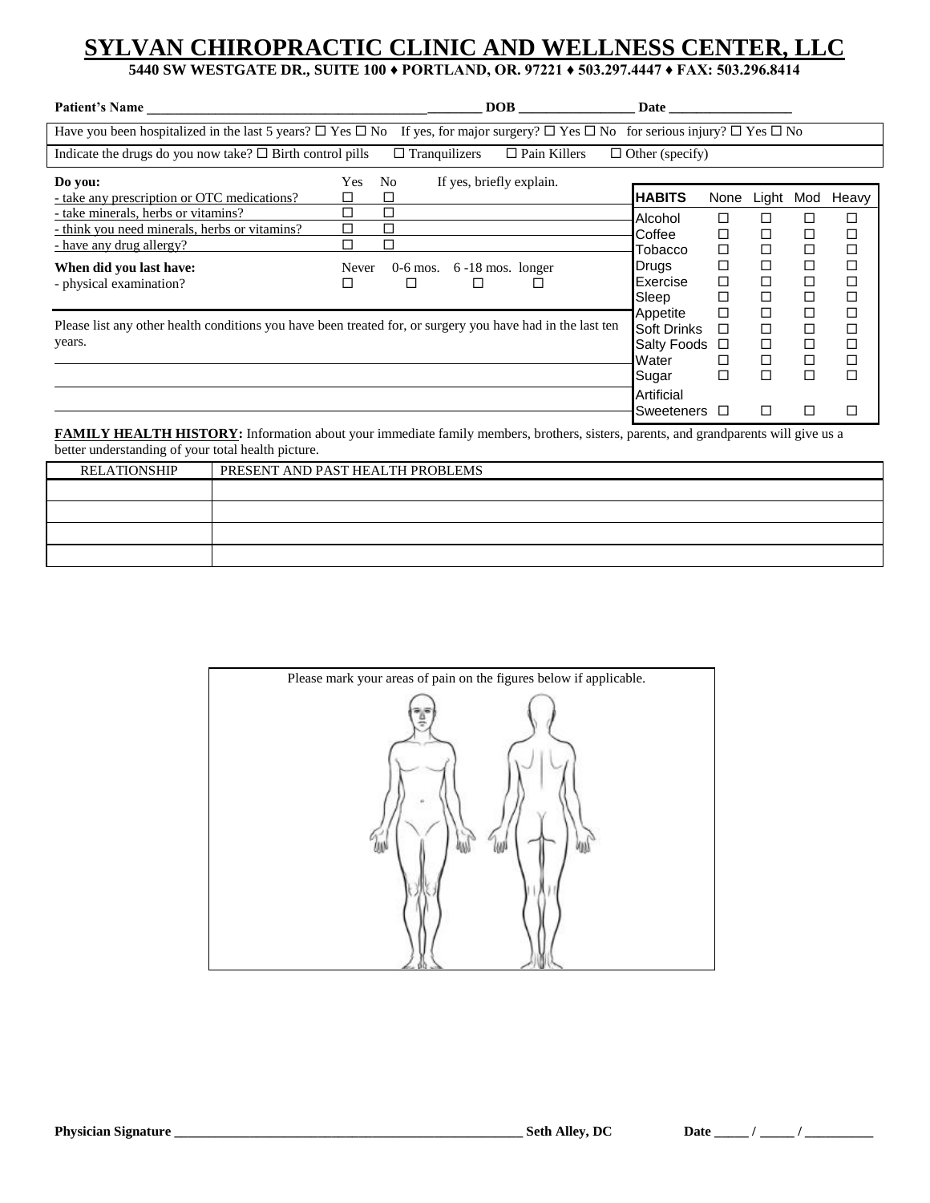# SYLVAN CHIROPRACTIC CLINIC AND WELLNESS CENTER, LLC

**5440 SW WESTGATE DR., SUITE 100 ♦ PORTLAND, OR. 97221 ♦ 503.297.4447 ♦ FAX: 503.296.8414**

**Patient's Name** ___________________________________________________ **DOB** _________________ **Date** __________________

Have you been hospitalized in the last 5 years? ☐ Yes ☐ No If yes, for major surgery? ☐ Yes ☐ No for serious injury? ☐ Yes ☐ No

Indicate the drugs do you now take? ☐ Birth control pills ☐ Tranquilizers ☐ Pain Killers ☐ Other (specify)

| **Do you:** | Yes | No | If yes, briefly explain. |
|---|---|---|---|
| - take any prescription or OTC medications? | ☐ | ☐ | |
| - take minerals, herbs or vitamins? | ☐ | ☐ | |
| - think you need minerals, herbs or vitamins? | ☐ | ☐ | |
| - have any drug allergy? | ☐ | ☐ | |

| **When did you last have:** | Never | 0-6 mos. | 6 -18 mos. | longer |
|---|---|---|---|---|
| - physical examination? | ☐ | ☐ | ☐ | ☐ |

| **HABITS** | None | Light | Mod | Heavy |
|---|---|---|---|---|
| Alcohol | ☐ | ☐ | ☐ | ☐ |
| Coffee | ☐ | ☐ | ☐ | ☐ |
| Tobacco | ☐ | ☐ | ☐ | ☐ |
| Drugs | ☐ | ☐ | ☐ | ☐ |
| Exercise | ☐ | ☐ | ☐ | ☐ |
| Sleep | ☐ | ☐ | ☐ | ☐ |
| Appetite | ☐ | ☐ | ☐ | ☐ |
| Soft Drinks | ☐ | ☐ | ☐ | ☐ |
| Salty Foods | ☐ | ☐ | ☐ | ☐ |
| Water | ☐ | ☐ | ☐ | ☐ |
| Sugar | ☐ | ☐ | ☐ | ☐ |
| Artificial Sweeteners | ☐ | ☐ | ☐ | ☐ |

Please list any other health conditions you have been treated for, or surgery you have had in the last ten years.

______________________________________________________________________________

______________________________________________________________________________

______________________________________________________________________________

**FAMILY HEALTH HISTORY:** Information about your immediate family members, brothers, sisters, parents, and grandparents will give us a better understanding of your total health picture.

| RELATIONSHIP | PRESENT AND PAST HEALTH PROBLEMS |
|---|---|
| | |
| | |
| | |
| | |

Please mark your areas of pain on the figures below if applicable.

**Physician Signature** ______________________________________________________ **Seth Alley, DC** **Date** _____ / _____ / __________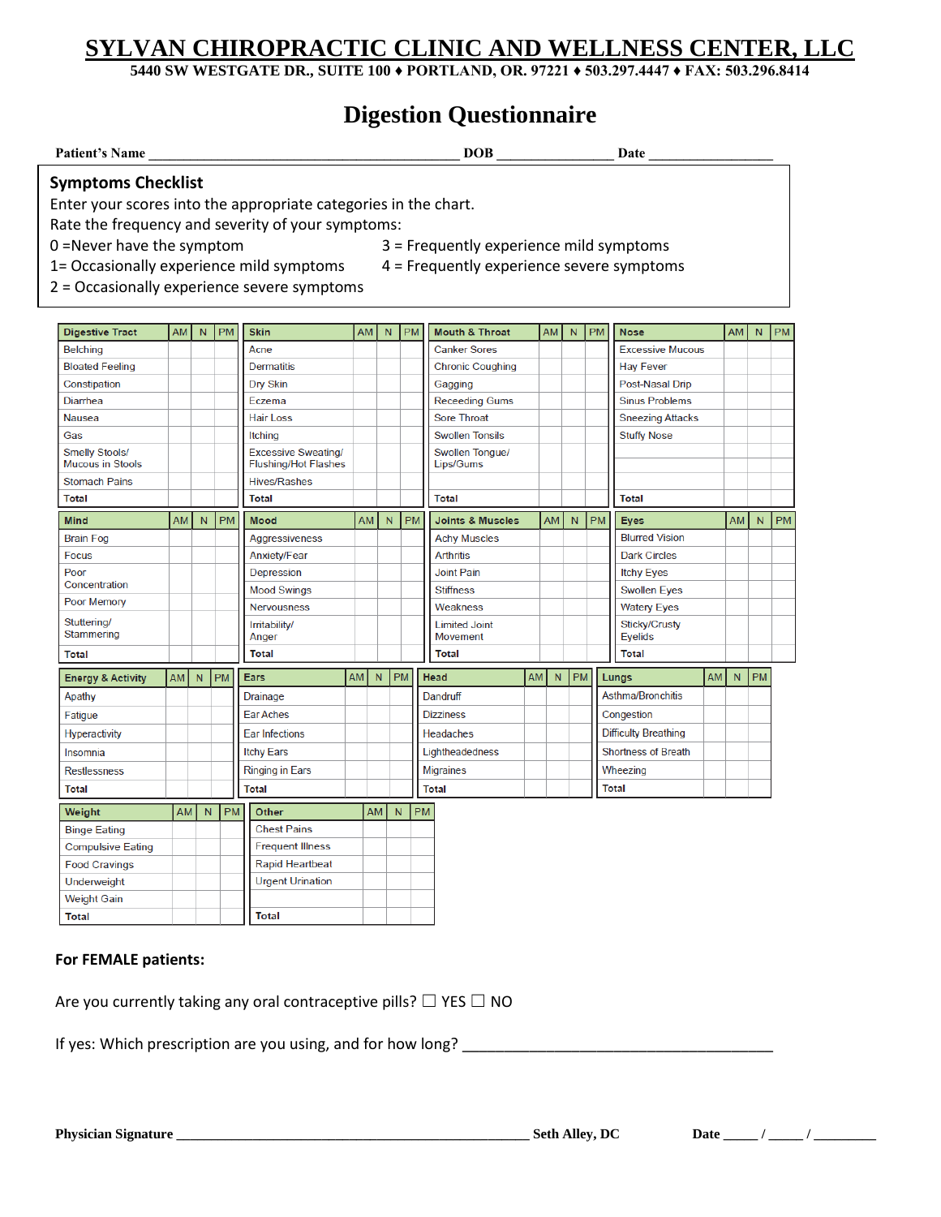# SYLVAN CHIROPRACTIC CLINIC AND WELLNESS CENTER, LLC

**5440 SW WESTGATE DR., SUITE 100 ♦ PORTLAND, OR. 97221 ♦ 503.297.4447 ♦ FAX: 503.296.8414**

## Digestion Questionnaire

**Patient's Name** ___________________________________________ **DOB** ________________ **Date** _________________

### Symptoms Checklist

Enter your scores into the appropriate categories in the chart.

Rate the frequency and severity of your symptoms:

0 =Never have the symptom

1= Occasionally experience mild symptoms

2 = Occasionally experience severe symptoms

3 = Frequently experience mild symptoms

4 = Frequently experience severe symptoms

| Digestive Tract | AM | N | PM |
|---|---|---|---|
| Belching | | | |
| Bloated Feeling | | | |
| Constipation | | | |
| Diarrhea | | | |
| Nausea | | | |
| Gas | | | |
| Smelly Stools/ Mucous in Stools | | | |
| Stomach Pains | | | |
| **Total** | | | |

| Skin | AM | N | PM |
|---|---|---|---|
| Acne | | | |
| Dermatitis | | | |
| Dry Skin | | | |
| Eczema | | | |
| Hair Loss | | | |
| Itching | | | |
| Excessive Sweating/ Flushing/Hot Flashes | | | |
| Hives/Rashes | | | |
| **Total** | | | |

| Mouth & Throat | AM | N | PM |
|---|---|---|---|
| Canker Sores | | | |
| Chronic Coughing | | | |
| Gagging | | | |
| Receeding Gums | | | |
| Sore Throat | | | |
| Swollen Tonsils | | | |
| Swollen Tongue/ Lips/Gums | | | |
| | | | |
| **Total** | | | |

| Nose | AM | N | PM |
|---|---|---|---|
| Excessive Mucous | | | |
| Hay Fever | | | |
| Post-Nasal Drip | | | |
| Sinus Problems | | | |
| Sneezing Attacks | | | |
| Stuffy Nose | | | |
| | | | |
| | | | |
| **Total** | | | |

| Mind | AM | N | PM |
|---|---|---|---|
| Brain Fog | | | |
| Focus | | | |
| Poor Concentration | | | |
| Poor Memory | | | |
| Stuttering/ Stammering | | | |
| **Total** | | | |

| Mood | AM | N | PM |
|---|---|---|---|
| Aggressiveness | | | |
| Anxiety/Fear | | | |
| Depression | | | |
| Mood Swings | | | |
| Nervousness | | | |
| Irritability/ Anger | | | |
| **Total** | | | |

| Joints & Muscles | AM | N | PM |
|---|---|---|---|
| Achy Muscles | | | |
| Arthritis | | | |
| Joint Pain | | | |
| Stiffness | | | |
| Weakness | | | |
| Limited Joint Movement | | | |
| **Total** | | | |

| Eyes | AM | N | PM |
|---|---|---|---|
| Blurred Vision | | | |
| Dark Circles | | | |
| Itchy Eyes | | | |
| Swollen Eyes | | | |
| Watery Eyes | | | |
| Sticky/Crusty Eyelids | | | |
| **Total** | | | |

| Energy & Activity | AM | N | PM |
|---|---|---|---|
| Apathy | | | |
| Fatigue | | | |
| Hyperactivity | | | |
| Insomnia | | | |
| Restlessness | | | |
| **Total** | | | |

| Ears | AM | N | PM |
|---|---|---|---|
| Drainage | | | |
| Ear Aches | | | |
| Ear Infections | | | |
| Itchy Ears | | | |
| Ringing in Ears | | | |
| **Total** | | | |

| Head | AM | N | PM |
|---|---|---|---|
| Dandruff | | | |
| Dizziness | | | |
| Headaches | | | |
| Lightheadedness | | | |
| Migraines | | | |
| **Total** | | | |

| Lungs | AM | N | PM |
|---|---|---|---|
| Asthma/Bronchitis | | | |
| Congestion | | | |
| Difficulty Breathing | | | |
| Shortness of Breath | | | |
| Wheezing | | | |
| **Total** | | | |

| Weight | AM | N | PM |
|---|---|---|---|
| Binge Eating | | | |
| Compulsive Eating | | | |
| Food Cravings | | | |
| Underweight | | | |
| Weight Gain | | | |
| **Total** | | | |

| Other | AM | N | PM |
|---|---|---|---|
| Chest Pains | | | |
| Frequent Illness | | | |
| Rapid Heartbeat | | | |
| Urgent Urination | | | |
| | | | |
| **Total** | | | |

**For FEMALE patients:**

Are you currently taking any oral contraceptive pills? ☐ YES ☐ NO

If yes: Which prescription are you using, and for how long? _____________________________________

**Physician Signature** _________________________________________________ **Seth Alley, DC** **Date** _____ / _____ / _________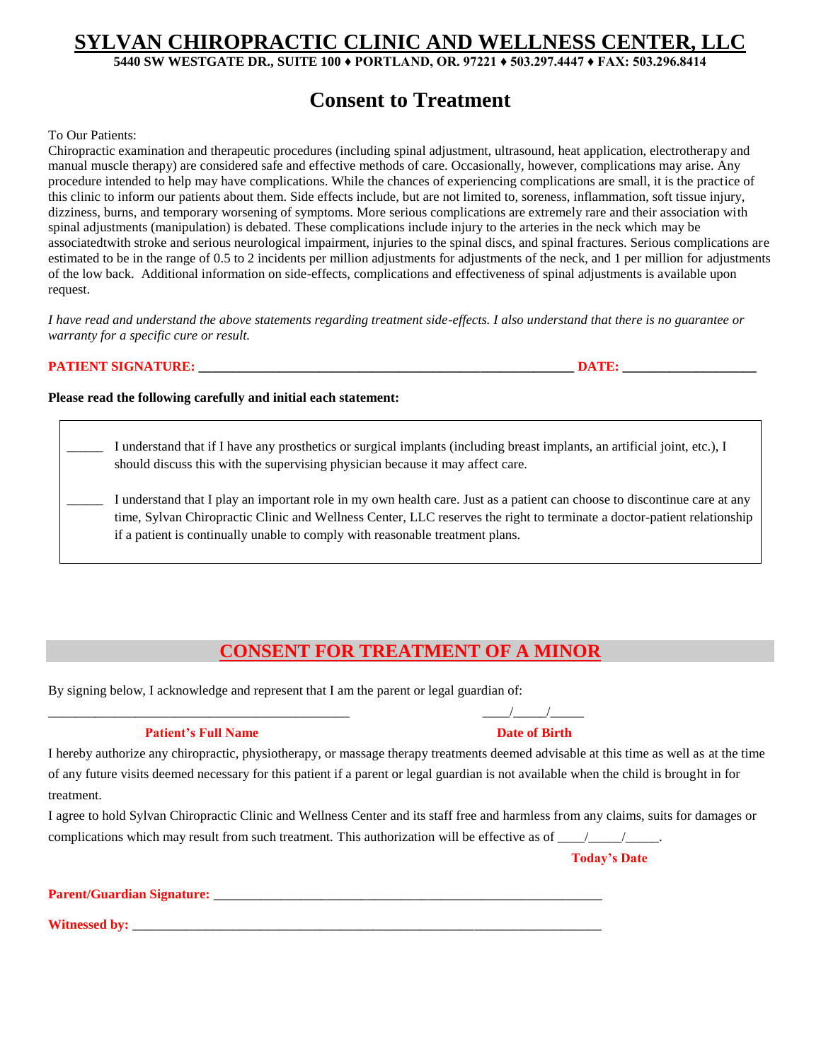# SYLVAN CHIROPRACTIC CLINIC AND WELLNESS CENTER, LLC

**5440 SW WESTGATE DR., SUITE 100 ♦ PORTLAND, OR. 97221 ♦ 503.297.4447 ♦ FAX: 503.296.8414**

## Consent to Treatment

To Our Patients:

Chiropractic examination and therapeutic procedures (including spinal adjustment, ultrasound, heat application, electrotherapy and manual muscle therapy) are considered safe and effective methods of care. Occasionally, however, complications may arise. Any procedure intended to help may have complications. While the chances of experiencing complications are small, it is the practice of this clinic to inform our patients about them. Side effects include, but are not limited to, soreness, inflammation, soft tissue injury, dizziness, burns, and temporary worsening of symptoms. More serious complications are extremely rare and their association with spinal adjustments (manipulation) is debated. These complications include injury to the arteries in the neck which may be associatedtwith stroke and serious neurological impairment, injuries to the spinal discs, and spinal fractures. Serious complications are estimated to be in the range of 0.5 to 2 incidents per million adjustments for adjustments of the neck, and 1 per million for adjustments of the low back. Additional information on side-effects, complications and effectiveness of spinal adjustments is available upon request.

*I have read and understand the above statements regarding treatment side-effects. I also understand that there is no guarantee or warranty for a specific cure or result.*

**PATIENT SIGNATURE: _______________________________________________________ DATE: ___________________**

**Please read the following carefully and initial each statement:**

_____ I understand that if I have any prosthetics or surgical implants (including breast implants, an artificial joint, etc.), I should discuss this with the supervising physician because it may affect care.

_____ I understand that I play an important role in my own health care. Just as a patient can choose to discontinue care at any time, Sylvan Chiropractic Clinic and Wellness Center, LLC reserves the right to terminate a doctor-patient relationship if a patient is continually unable to comply with reasonable treatment plans.

## CONSENT FOR TREATMENT OF A MINOR

By signing below, I acknowledge and represent that I am the parent or legal guardian of:

______________________________________________ ____/_____/_____

**Patient's Full Name** **Date of Birth**

I hereby authorize any chiropractic, physiotherapy, or massage therapy treatments deemed advisable at this time as well as at the time of any future visits deemed necessary for this patient if a parent or legal guardian is not available when the child is brought in for treatment.

I agree to hold Sylvan Chiropractic Clinic and Wellness Center and its staff free and harmless from any claims, suits for damages or complications which may result from such treatment. This authorization will be effective as of ____/_____/_____.

**Today's Date**

**Parent/Guardian Signature:** _________________________________________________________

**Witnessed by:** _______________________________________________________________________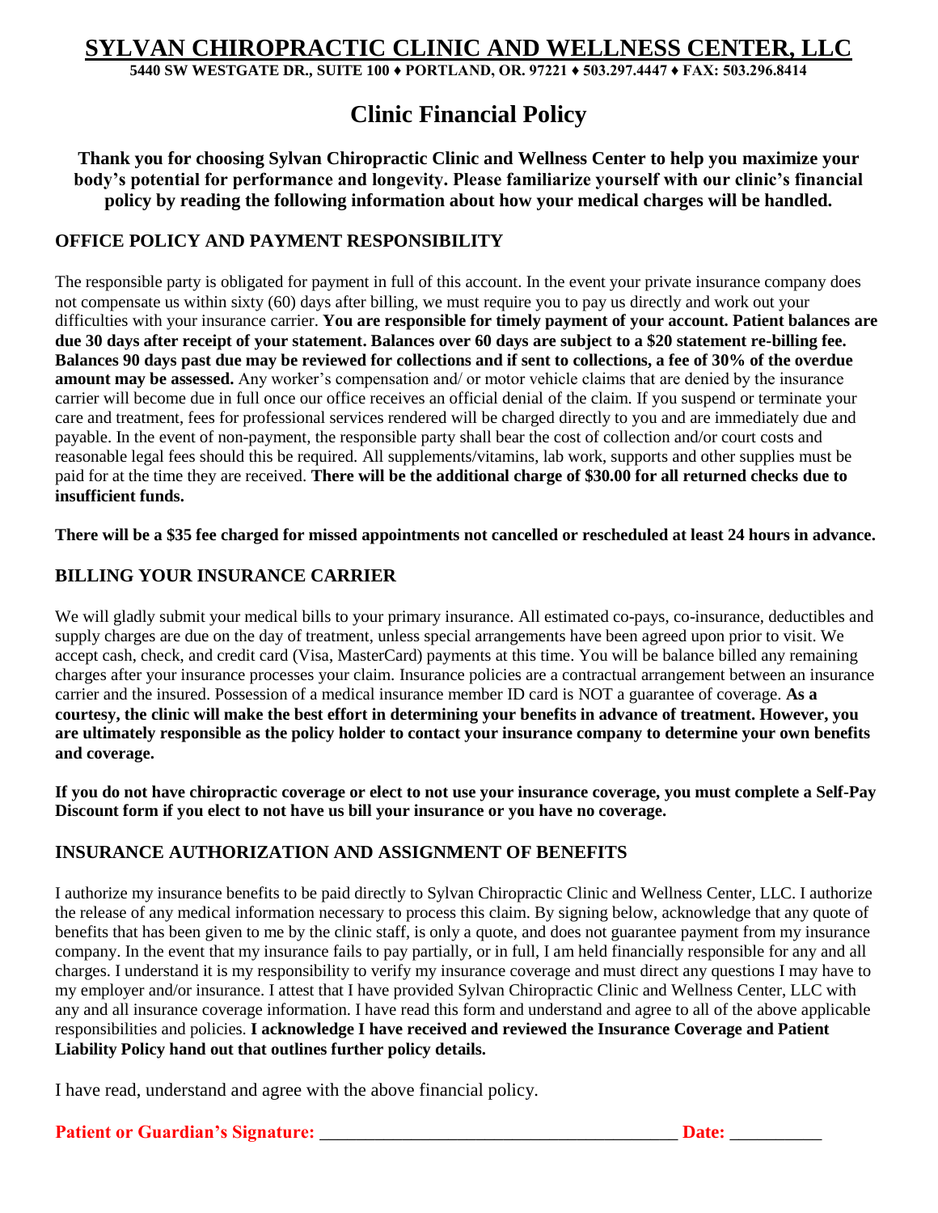# SYLVAN CHIROPRACTIC CLINIC AND WELLNESS CENTER, LLC

**5440 SW WESTGATE DR., SUITE 100 ♦ PORTLAND, OR. 97221 ♦ 503.297.4447 ♦ FAX: 503.296.8414**

## Clinic Financial Policy

**Thank you for choosing Sylvan Chiropractic Clinic and Wellness Center to help you maximize your body's potential for performance and longevity. Please familiarize yourself with our clinic's financial policy by reading the following information about how your medical charges will be handled.**

### OFFICE POLICY AND PAYMENT RESPONSIBILITY

The responsible party is obligated for payment in full of this account. In the event your private insurance company does not compensate us within sixty (60) days after billing, we must require you to pay us directly and work out your difficulties with your insurance carrier. **You are responsible for timely payment of your account. Patient balances are due 30 days after receipt of your statement. Balances over 60 days are subject to a $20 statement re-billing fee. Balances 90 days past due may be reviewed for collections and if sent to collections, a fee of 30% of the overdue amount may be assessed.** Any worker's compensation and/ or motor vehicle claims that are denied by the insurance carrier will become due in full once our office receives an official denial of the claim. If you suspend or terminate your care and treatment, fees for professional services rendered will be charged directly to you and are immediately due and payable. In the event of non-payment, the responsible party shall bear the cost of collection and/or court costs and reasonable legal fees should this be required. All supplements/vitamins, lab work, supports and other supplies must be paid for at the time they are received. **There will be the additional charge of $30.00 for all returned checks due to insufficient funds.**

**There will be a $35 fee charged for missed appointments not cancelled or rescheduled at least 24 hours in advance.**

### BILLING YOUR INSURANCE CARRIER

We will gladly submit your medical bills to your primary insurance. All estimated co-pays, co-insurance, deductibles and supply charges are due on the day of treatment, unless special arrangements have been agreed upon prior to visit. We accept cash, check, and credit card (Visa, MasterCard) payments at this time. You will be balance billed any remaining charges after your insurance processes your claim. Insurance policies are a contractual arrangement between an insurance carrier and the insured. Possession of a medical insurance member ID card is NOT a guarantee of coverage. **As a courtesy, the clinic will make the best effort in determining your benefits in advance of treatment. However, you are ultimately responsible as the policy holder to contact your insurance company to determine your own benefits and coverage.**

**If you do not have chiropractic coverage or elect to not use your insurance coverage, you must complete a Self-Pay Discount form if you elect to not have us bill your insurance or you have no coverage.**

### INSURANCE AUTHORIZATION AND ASSIGNMENT OF BENEFITS

I authorize my insurance benefits to be paid directly to Sylvan Chiropractic Clinic and Wellness Center, LLC. I authorize the release of any medical information necessary to process this claim. By signing below, acknowledge that any quote of benefits that has been given to me by the clinic staff, is only a quote, and does not guarantee payment from my insurance company. In the event that my insurance fails to pay partially, or in full, I am held financially responsible for any and all charges. I understand it is my responsibility to verify my insurance coverage and must direct any questions I may have to my employer and/or insurance. I attest that I have provided Sylvan Chiropractic Clinic and Wellness Center, LLC with any and all insurance coverage information. I have read this form and understand and agree to all of the above applicable responsibilities and policies. **I acknowledge I have received and reviewed the Insurance Coverage and Patient Liability Policy hand out that outlines further policy details.**

I have read, understand and agree with the above financial policy.

**Patient or Guardian's Signature:** ________________________________________ **Date:** __________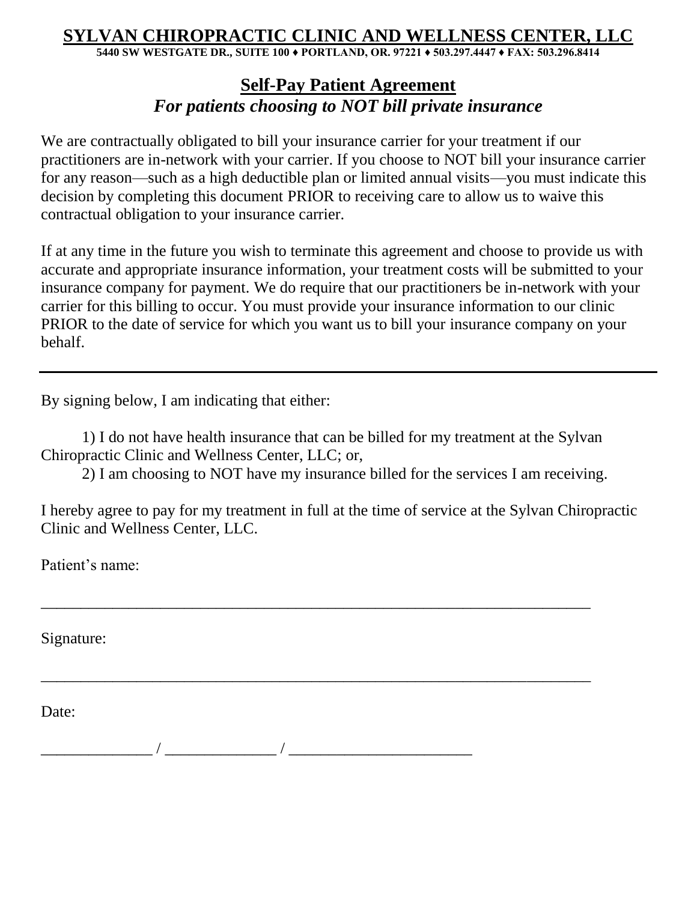# SYLVAN CHIROPRACTIC CLINIC AND WELLNESS CENTER, LLC

**5440 SW WESTGATE DR., SUITE 100 ♦ PORTLAND, OR. 97221 ♦ 503.297.4447 ♦ FAX: 503.296.8414**

## Self-Pay Patient Agreement

***For patients choosing to NOT bill private insurance***

We are contractually obligated to bill your insurance carrier for your treatment if our practitioners are in-network with your carrier. If you choose to NOT bill your insurance carrier for any reason—such as a high deductible plan or limited annual visits—you must indicate this decision by completing this document PRIOR to receiving care to allow us to waive this contractual obligation to your insurance carrier.

If at any time in the future you wish to terminate this agreement and choose to provide us with accurate and appropriate insurance information, your treatment costs will be submitted to your insurance company for payment. We do require that our practitioners be in-network with your carrier for this billing to occur. You must provide your insurance information to our clinic PRIOR to the date of service for which you want us to bill your insurance company on your behalf.

---

By signing below, I am indicating that either:

1) I do not have health insurance that can be billed for my treatment at the Sylvan Chiropractic Clinic and Wellness Center, LLC; or,
2) I am choosing to NOT have my insurance billed for the services I am receiving.

I hereby agree to pay for my treatment in full at the time of service at the Sylvan Chiropractic Clinic and Wellness Center, LLC.

Patient's name:

_______________________________________________________________________

Signature:

_______________________________________________________________________

Date:

______________ / ______________ / _______________________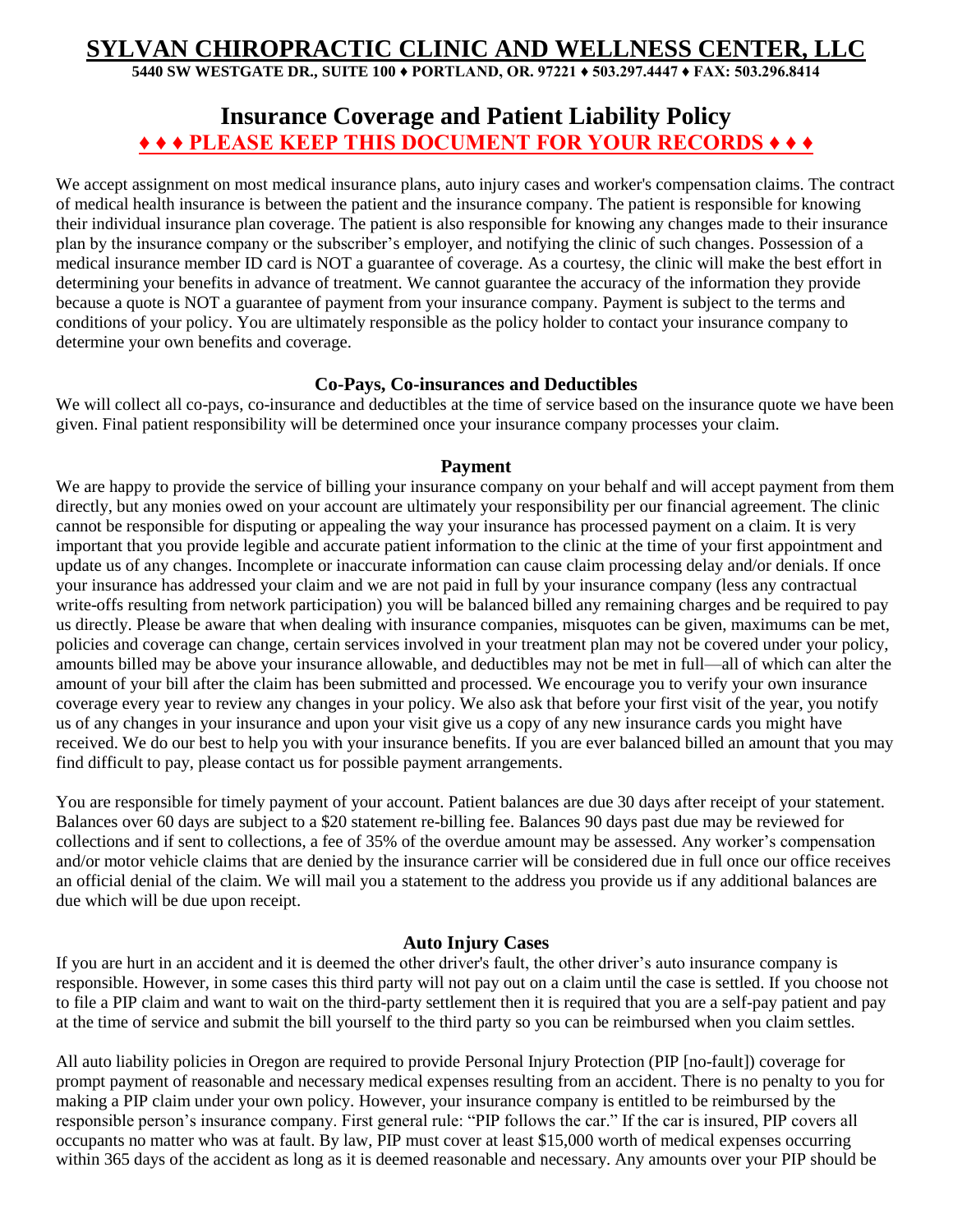# SYLVAN CHIROPRACTIC CLINIC AND WELLNESS CENTER, LLC

**5440 SW WESTGATE DR., SUITE 100 ♦ PORTLAND, OR. 97221 ♦ 503.297.4447 ♦ FAX: 503.296.8414**

## Insurance Coverage and Patient Liability Policy

**♦ ♦ ♦ PLEASE KEEP THIS DOCUMENT FOR YOUR RECORDS ♦ ♦ ♦**

We accept assignment on most medical insurance plans, auto injury cases and worker's compensation claims. The contract of medical health insurance is between the patient and the insurance company. The patient is responsible for knowing their individual insurance plan coverage. The patient is also responsible for knowing any changes made to their insurance plan by the insurance company or the subscriber's employer, and notifying the clinic of such changes. Possession of a medical insurance member ID card is NOT a guarantee of coverage. As a courtesy, the clinic will make the best effort in determining your benefits in advance of treatment. We cannot guarantee the accuracy of the information they provide because a quote is NOT a guarantee of payment from your insurance company. Payment is subject to the terms and conditions of your policy. You are ultimately responsible as the policy holder to contact your insurance company to determine your own benefits and coverage.

### Co-Pays, Co-insurances and Deductibles

We will collect all co-pays, co-insurance and deductibles at the time of service based on the insurance quote we have been given. Final patient responsibility will be determined once your insurance company processes your claim.

### Payment

We are happy to provide the service of billing your insurance company on your behalf and will accept payment from them directly, but any monies owed on your account are ultimately your responsibility per our financial agreement. The clinic cannot be responsible for disputing or appealing the way your insurance has processed payment on a claim. It is very important that you provide legible and accurate patient information to the clinic at the time of your first appointment and update us of any changes. Incomplete or inaccurate information can cause claim processing delay and/or denials. If once your insurance has addressed your claim and we are not paid in full by your insurance company (less any contractual write-offs resulting from network participation) you will be balanced billed any remaining charges and be required to pay us directly. Please be aware that when dealing with insurance companies, misquotes can be given, maximums can be met, policies and coverage can change, certain services involved in your treatment plan may not be covered under your policy, amounts billed may be above your insurance allowable, and deductibles may not be met in full—all of which can alter the amount of your bill after the claim has been submitted and processed. We encourage you to verify your own insurance coverage every year to review any changes in your policy. We also ask that before your first visit of the year, you notify us of any changes in your insurance and upon your visit give us a copy of any new insurance cards you might have received. We do our best to help you with your insurance benefits. If you are ever balanced billed an amount that you may find difficult to pay, please contact us for possible payment arrangements.

You are responsible for timely payment of your account. Patient balances are due 30 days after receipt of your statement. Balances over 60 days are subject to a $20 statement re-billing fee. Balances 90 days past due may be reviewed for collections and if sent to collections, a fee of 35% of the overdue amount may be assessed. Any worker's compensation and/or motor vehicle claims that are denied by the insurance carrier will be considered due in full once our office receives an official denial of the claim. We will mail you a statement to the address you provide us if any additional balances are due which will be due upon receipt.

### Auto Injury Cases

If you are hurt in an accident and it is deemed the other driver's fault, the other driver's auto insurance company is responsible. However, in some cases this third party will not pay out on a claim until the case is settled. If you choose not to file a PIP claim and want to wait on the third-party settlement then it is required that you are a self-pay patient and pay at the time of service and submit the bill yourself to the third party so you can be reimbursed when you claim settles.

All auto liability policies in Oregon are required to provide Personal Injury Protection (PIP [no-fault]) coverage for prompt payment of reasonable and necessary medical expenses resulting from an accident. There is no penalty to you for making a PIP claim under your own policy. However, your insurance company is entitled to be reimbursed by the responsible person's insurance company. First general rule: "PIP follows the car." If the car is insured, PIP covers all occupants no matter who was at fault. By law, PIP must cover at least $15,000 worth of medical expenses occurring within 365 days of the accident as long as it is deemed reasonable and necessary. Any amounts over your PIP should be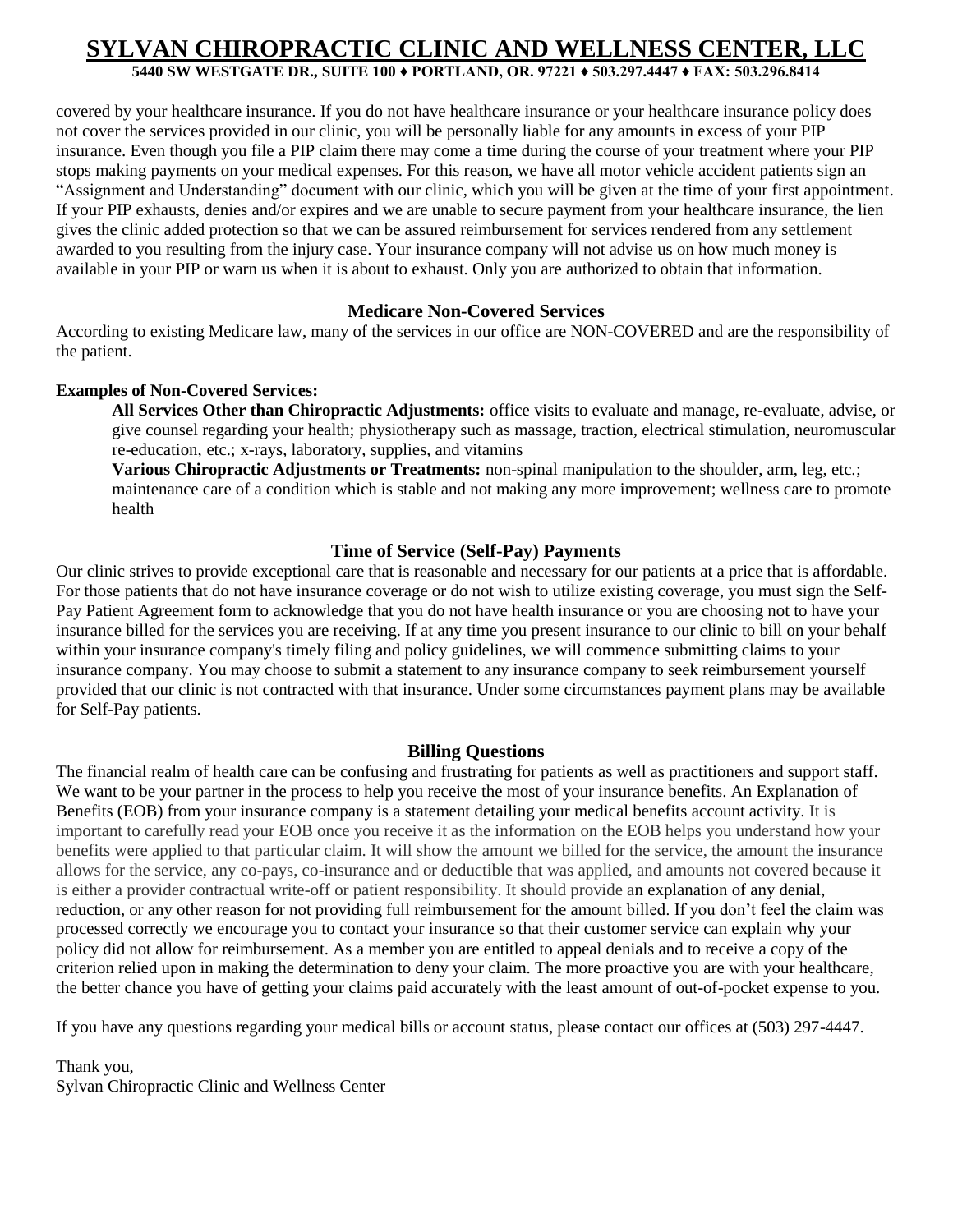covered by your healthcare insurance. If you do not have healthcare insurance or your healthcare insurance policy does not cover the services provided in our clinic, you will be personally liable for any amounts in excess of your PIP insurance. Even though you file a PIP claim there may come a time during the course of your treatment where your PIP stops making payments on your medical expenses. For this reason, we have all motor vehicle accident patients sign an "Assignment and Understanding" document with our clinic, which you will be given at the time of your first appointment. If your PIP exhausts, denies and/or expires and we are unable to secure payment from your healthcare insurance, the lien gives the clinic added protection so that we can be assured reimbursement for services rendered from any settlement awarded to you resulting from the injury case. Your insurance company will not advise us on how much money is available in your PIP or warn us when it is about to exhaust. Only you are authorized to obtain that information.

### Medicare Non-Covered Services

According to existing Medicare law, many of the services in our office are NON-COVERED and are the responsibility of the patient.

**Examples of Non-Covered Services:**

**All Services Other than Chiropractic Adjustments:** office visits to evaluate and manage, re-evaluate, advise, or give counsel regarding your health; physiotherapy such as massage, traction, electrical stimulation, neuromuscular re-education, etc.; x-rays, laboratory, supplies, and vitamins

**Various Chiropractic Adjustments or Treatments:** non-spinal manipulation to the shoulder, arm, leg, etc.; maintenance care of a condition which is stable and not making any more improvement; wellness care to promote health

### Time of Service (Self-Pay) Payments

Our clinic strives to provide exceptional care that is reasonable and necessary for our patients at a price that is affordable. For those patients that do not have insurance coverage or do not wish to utilize existing coverage, you must sign the Self-Pay Patient Agreement form to acknowledge that you do not have health insurance or you are choosing not to have your insurance billed for the services you are receiving. If at any time you present insurance to our clinic to bill on your behalf within your insurance company's timely filing and policy guidelines, we will commence submitting claims to your insurance company. You may choose to submit a statement to any insurance company to seek reimbursement yourself provided that our clinic is not contracted with that insurance. Under some circumstances payment plans may be available for Self-Pay patients.

### Billing Questions

The financial realm of health care can be confusing and frustrating for patients as well as practitioners and support staff. We want to be your partner in the process to help you receive the most of your insurance benefits. An Explanation of Benefits (EOB) from your insurance company is a statement detailing your medical benefits account activity. It is important to carefully read your EOB once you receive it as the information on the EOB helps you understand how your benefits were applied to that particular claim. It will show the amount we billed for the service, the amount the insurance allows for the service, any co-pays, co-insurance and or deductible that was applied, and amounts not covered because it is either a provider contractual write-off or patient responsibility. It should provide an explanation of any denial, reduction, or any other reason for not providing full reimbursement for the amount billed. If you don't feel the claim was processed correctly we encourage you to contact your insurance so that their customer service can explain why your policy did not allow for reimbursement. As a member you are entitled to appeal denials and to receive a copy of the criterion relied upon in making the determination to deny your claim. The more proactive you are with your healthcare, the better chance you have of getting your claims paid accurately with the least amount of out-of-pocket expense to you.

If you have any questions regarding your medical bills or account status, please contact our offices at (503) 297-4447.

Thank you,
Sylvan Chiropractic Clinic and Wellness Center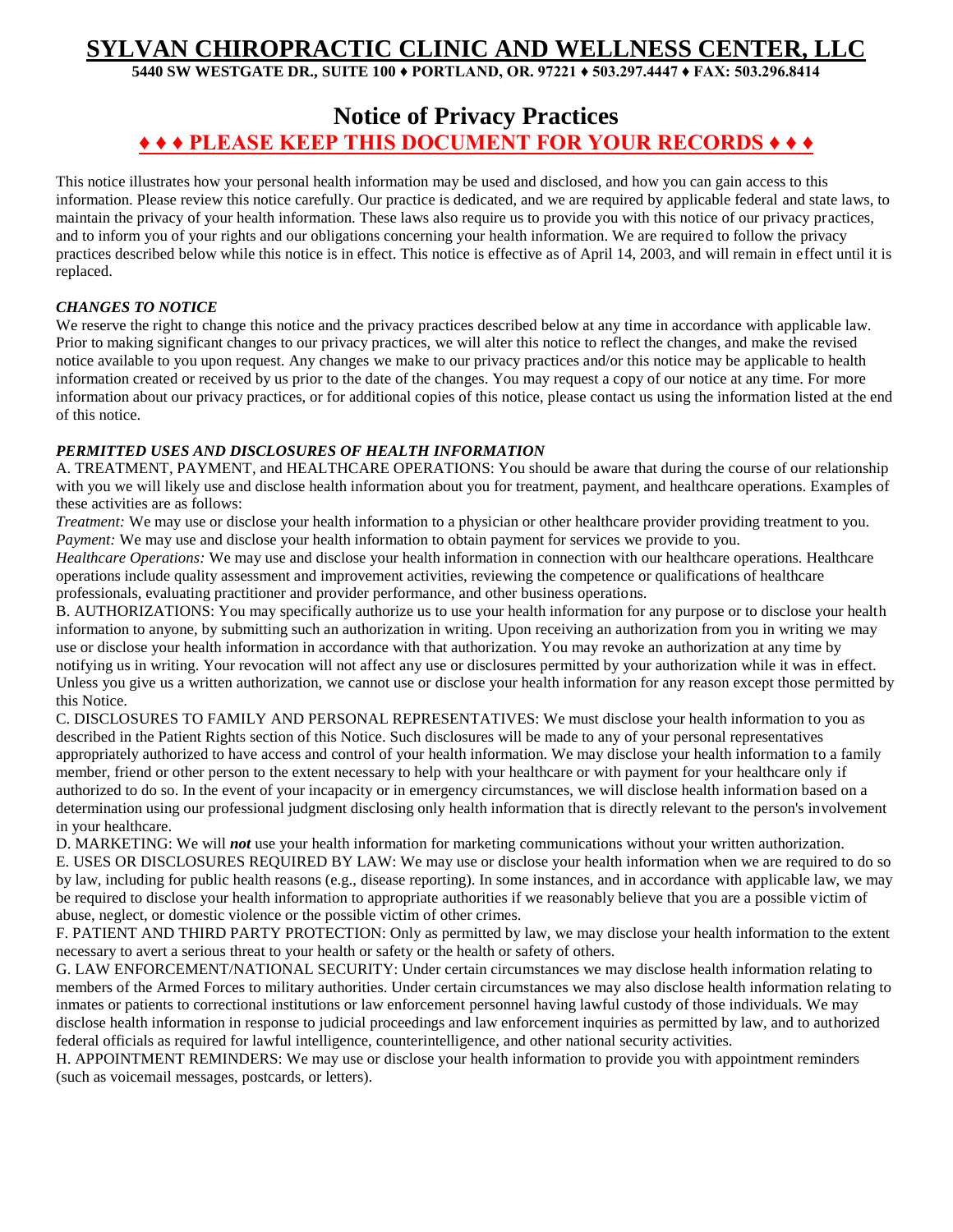# SYLVAN CHIROPRACTIC CLINIC AND WELLNESS CENTER, LLC

**5440 SW WESTGATE DR., SUITE 100 ♦ PORTLAND, OR. 97221 ♦ 503.297.4447 ♦ FAX: 503.296.8414**

## Notice of Privacy Practices

**♦ ♦ ♦ PLEASE KEEP THIS DOCUMENT FOR YOUR RECORDS ♦ ♦ ♦**

This notice illustrates how your personal health information may be used and disclosed, and how you can gain access to this information. Please review this notice carefully. Our practice is dedicated, and we are required by applicable federal and state laws, to maintain the privacy of your health information. These laws also require us to provide you with this notice of our privacy practices, and to inform you of your rights and our obligations concerning your health information. We are required to follow the privacy practices described below while this notice is in effect. This notice is effective as of April 14, 2003, and will remain in effect until it is replaced.

***CHANGES TO NOTICE***

We reserve the right to change this notice and the privacy practices described below at any time in accordance with applicable law. Prior to making significant changes to our privacy practices, we will alter this notice to reflect the changes, and make the revised notice available to you upon request. Any changes we make to our privacy practices and/or this notice may be applicable to health information created or received by us prior to the date of the changes. You may request a copy of our notice at any time. For more information about our privacy practices, or for additional copies of this notice, please contact us using the information listed at the end of this notice.

***PERMITTED USES AND DISCLOSURES OF HEALTH INFORMATION***

A. TREATMENT, PAYMENT, and HEALTHCARE OPERATIONS: You should be aware that during the course of our relationship with you we will likely use and disclose health information about you for treatment, payment, and healthcare operations. Examples of these activities are as follows:

*Treatment:* We may use or disclose your health information to a physician or other healthcare provider providing treatment to you.

*Payment:* We may use and disclose your health information to obtain payment for services we provide to you.

*Healthcare Operations:* We may use and disclose your health information in connection with our healthcare operations. Healthcare operations include quality assessment and improvement activities, reviewing the competence or qualifications of healthcare professionals, evaluating practitioner and provider performance, and other business operations.

B. AUTHORIZATIONS: You may specifically authorize us to use your health information for any purpose or to disclose your health information to anyone, by submitting such an authorization in writing. Upon receiving an authorization from you in writing we may use or disclose your health information in accordance with that authorization. You may revoke an authorization at any time by notifying us in writing. Your revocation will not affect any use or disclosures permitted by your authorization while it was in effect. Unless you give us a written authorization, we cannot use or disclose your health information for any reason except those permitted by this Notice.

C. DISCLOSURES TO FAMILY AND PERSONAL REPRESENTATIVES: We must disclose your health information to you as described in the Patient Rights section of this Notice. Such disclosures will be made to any of your personal representatives appropriately authorized to have access and control of your health information. We may disclose your health information to a family member, friend or other person to the extent necessary to help with your healthcare or with payment for your healthcare only if authorized to do so. In the event of your incapacity or in emergency circumstances, we will disclose health information based on a determination using our professional judgment disclosing only health information that is directly relevant to the person's involvement in your healthcare.

D. MARKETING: We will ***not*** use your health information for marketing communications without your written authorization.

E. USES OR DISCLOSURES REQUIRED BY LAW: We may use or disclose your health information when we are required to do so by law, including for public health reasons (e.g., disease reporting). In some instances, and in accordance with applicable law, we may be required to disclose your health information to appropriate authorities if we reasonably believe that you are a possible victim of abuse, neglect, or domestic violence or the possible victim of other crimes.

F. PATIENT AND THIRD PARTY PROTECTION: Only as permitted by law, we may disclose your health information to the extent necessary to avert a serious threat to your health or safety or the health or safety of others.

G. LAW ENFORCEMENT/NATIONAL SECURITY: Under certain circumstances we may disclose health information relating to members of the Armed Forces to military authorities. Under certain circumstances we may also disclose health information relating to inmates or patients to correctional institutions or law enforcement personnel having lawful custody of those individuals. We may disclose health information in response to judicial proceedings and law enforcement inquiries as permitted by law, and to authorized federal officials as required for lawful intelligence, counterintelligence, and other national security activities.

H. APPOINTMENT REMINDERS: We may use or disclose your health information to provide you with appointment reminders (such as voicemail messages, postcards, or letters).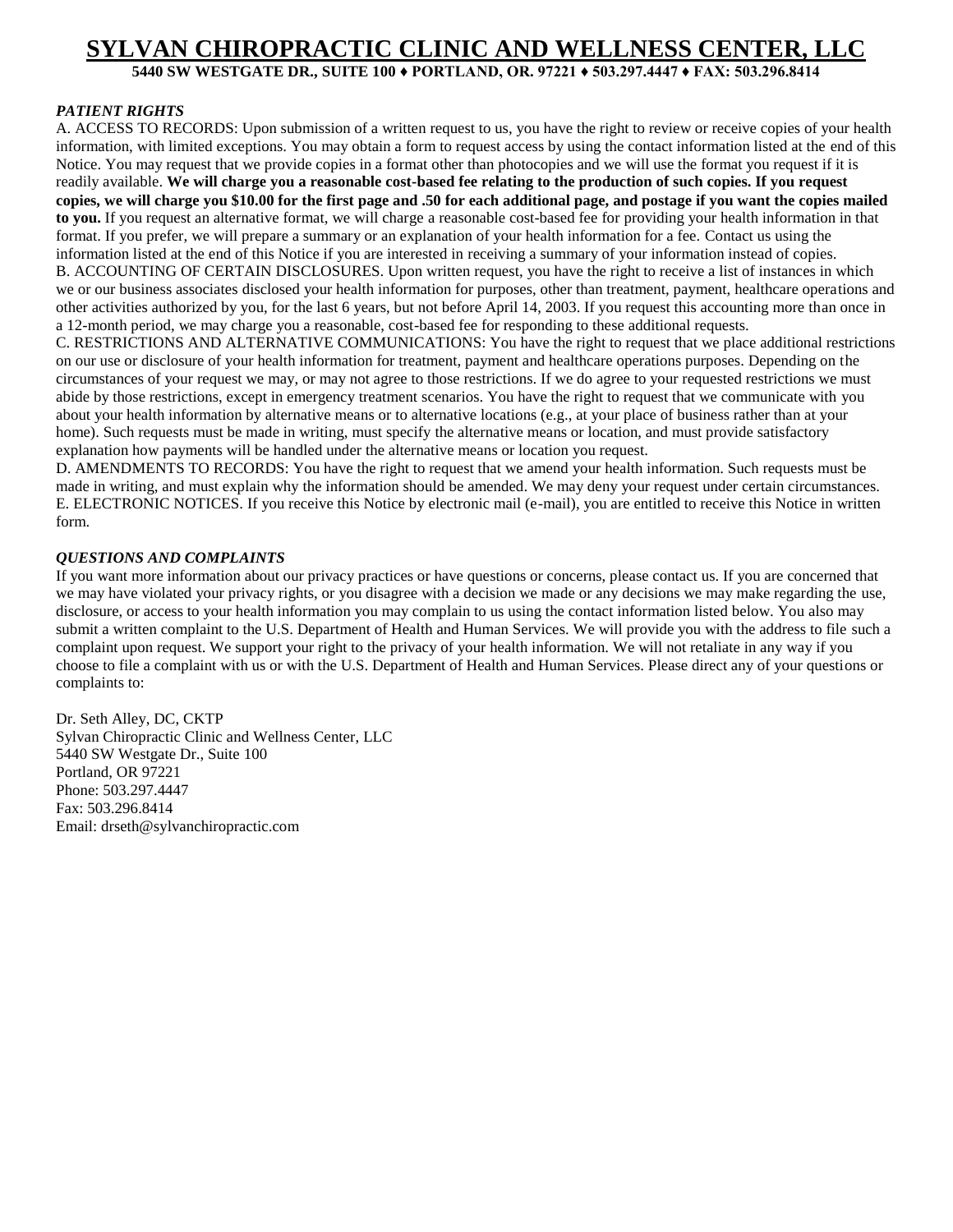# SYLVAN CHIROPRACTIC CLINIC AND WELLNESS CENTER, LLC

**5440 SW WESTGATE DR., SUITE 100 ♦ PORTLAND, OR. 97221 ♦ 503.297.4447 ♦ FAX: 503.296.8414**

### *PATIENT RIGHTS*

A. ACCESS TO RECORDS: Upon submission of a written request to us, you have the right to review or receive copies of your health information, with limited exceptions. You may obtain a form to request access by using the contact information listed at the end of this Notice. You may request that we provide copies in a format other than photocopies and we will use the format you request if it is readily available. **We will charge you a reasonable cost-based fee relating to the production of such copies. If you request copies, we will charge you $10.00 for the first page and .50 for each additional page, and postage if you want the copies mailed to you.** If you request an alternative format, we will charge a reasonable cost-based fee for providing your health information in that format. If you prefer, we will prepare a summary or an explanation of your health information for a fee. Contact us using the information listed at the end of this Notice if you are interested in receiving a summary of your information instead of copies.

B. ACCOUNTING OF CERTAIN DISCLOSURES. Upon written request, you have the right to receive a list of instances in which we or our business associates disclosed your health information for purposes, other than treatment, payment, healthcare operations and other activities authorized by you, for the last 6 years, but not before April 14, 2003. If you request this accounting more than once in a 12-month period, we may charge you a reasonable, cost-based fee for responding to these additional requests.

C. RESTRICTIONS AND ALTERNATIVE COMMUNICATIONS: You have the right to request that we place additional restrictions on our use or disclosure of your health information for treatment, payment and healthcare operations purposes. Depending on the circumstances of your request we may, or may not agree to those restrictions. If we do agree to your requested restrictions we must abide by those restrictions, except in emergency treatment scenarios. You have the right to request that we communicate with you about your health information by alternative means or to alternative locations (e.g., at your place of business rather than at your home). Such requests must be made in writing, must specify the alternative means or location, and must provide satisfactory explanation how payments will be handled under the alternative means or location you request.

D. AMENDMENTS TO RECORDS: You have the right to request that we amend your health information. Such requests must be made in writing, and must explain why the information should be amended. We may deny your request under certain circumstances.

E. ELECTRONIC NOTICES. If you receive this Notice by electronic mail (e-mail), you are entitled to receive this Notice in written form.

### *QUESTIONS AND COMPLAINTS*

If you want more information about our privacy practices or have questions or concerns, please contact us. If you are concerned that we may have violated your privacy rights, or you disagree with a decision we made or any decisions we may make regarding the use, disclosure, or access to your health information you may complain to us using the contact information listed below. You also may submit a written complaint to the U.S. Department of Health and Human Services. We will provide you with the address to file such a complaint upon request. We support your right to the privacy of your health information. We will not retaliate in any way if you choose to file a complaint with us or with the U.S. Department of Health and Human Services. Please direct any of your questions or complaints to:

Dr. Seth Alley, DC, CKTP
Sylvan Chiropractic Clinic and Wellness Center, LLC
5440 SW Westgate Dr., Suite 100
Portland, OR 97221
Phone: 503.297.4447
Fax: 503.296.8414
Email: drseth@sylvanchiropractic.com